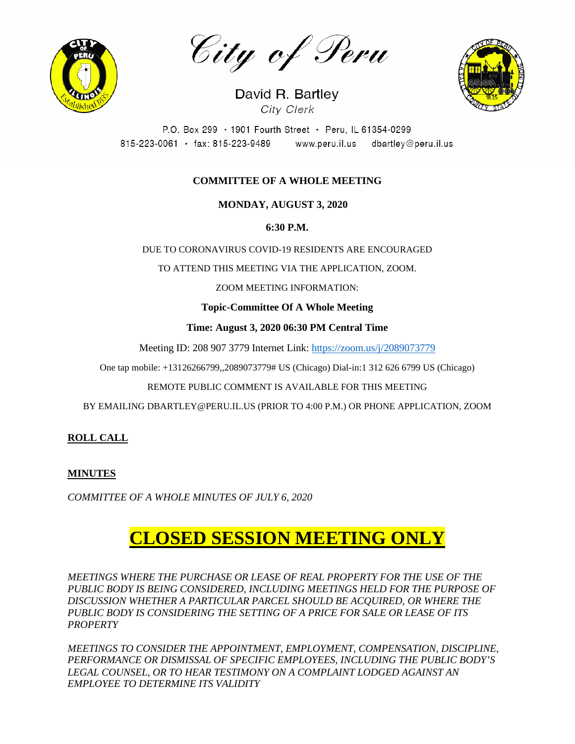# City of Peru

David R. Bartley
City Clerk

P.O. Box 299 · 1901 Fourth Street · Peru, IL 61354-0299
815-223-0061 · fax: 815-223-9489 www.peru.il.us dbartley@peru.il.us

**COMMITTEE OF A WHOLE MEETING**

**MONDAY, AUGUST 3, 2020**

**6:30 P.M.**

DUE TO CORONAVIRUS COVID-19 RESIDENTS ARE ENCOURAGED

TO ATTEND THIS MEETING VIA THE APPLICATION, ZOOM.

ZOOM MEETING INFORMATION:

**Topic-Committee Of A Whole Meeting**

**Time: August 3, 2020 06:30 PM Central Time**

Meeting ID: 208 907 3779 Internet Link: https://zoom.us/j/2089073779

One tap mobile: +13126266799,,2089073779# US (Chicago) Dial-in:1 312 626 6799 US (Chicago)

REMOTE PUBLIC COMMENT IS AVAILABLE FOR THIS MEETING

BY EMAILING DBARTLEY@PERU.IL.US (PRIOR TO 4:00 P.M.) OR PHONE APPLICATION, ZOOM

**ROLL CALL**

**MINUTES**

*COMMITTEE OF A WHOLE MINUTES OF JULY 6, 2020*

# CLOSED SESSION MEETING ONLY

*MEETINGS WHERE THE PURCHASE OR LEASE OF REAL PROPERTY FOR THE USE OF THE PUBLIC BODY IS BEING CONSIDERED, INCLUDING MEETINGS HELD FOR THE PURPOSE OF DISCUSSION WHETHER A PARTICULAR PARCEL SHOULD BE ACQUIRED, OR WHERE THE PUBLIC BODY IS CONSIDERING THE SETTING OF A PRICE FOR SALE OR LEASE OF ITS PROPERTY*

*MEETINGS TO CONSIDER THE APPOINTMENT, EMPLOYMENT, COMPENSATION, DISCIPLINE, PERFORMANCE OR DISMISSAL OF SPECIFIC EMPLOYEES, INCLUDING THE PUBLIC BODY'S LEGAL COUNSEL, OR TO HEAR TESTIMONY ON A COMPLAINT LODGED AGAINST AN EMPLOYEE TO DETERMINE ITS VALIDITY*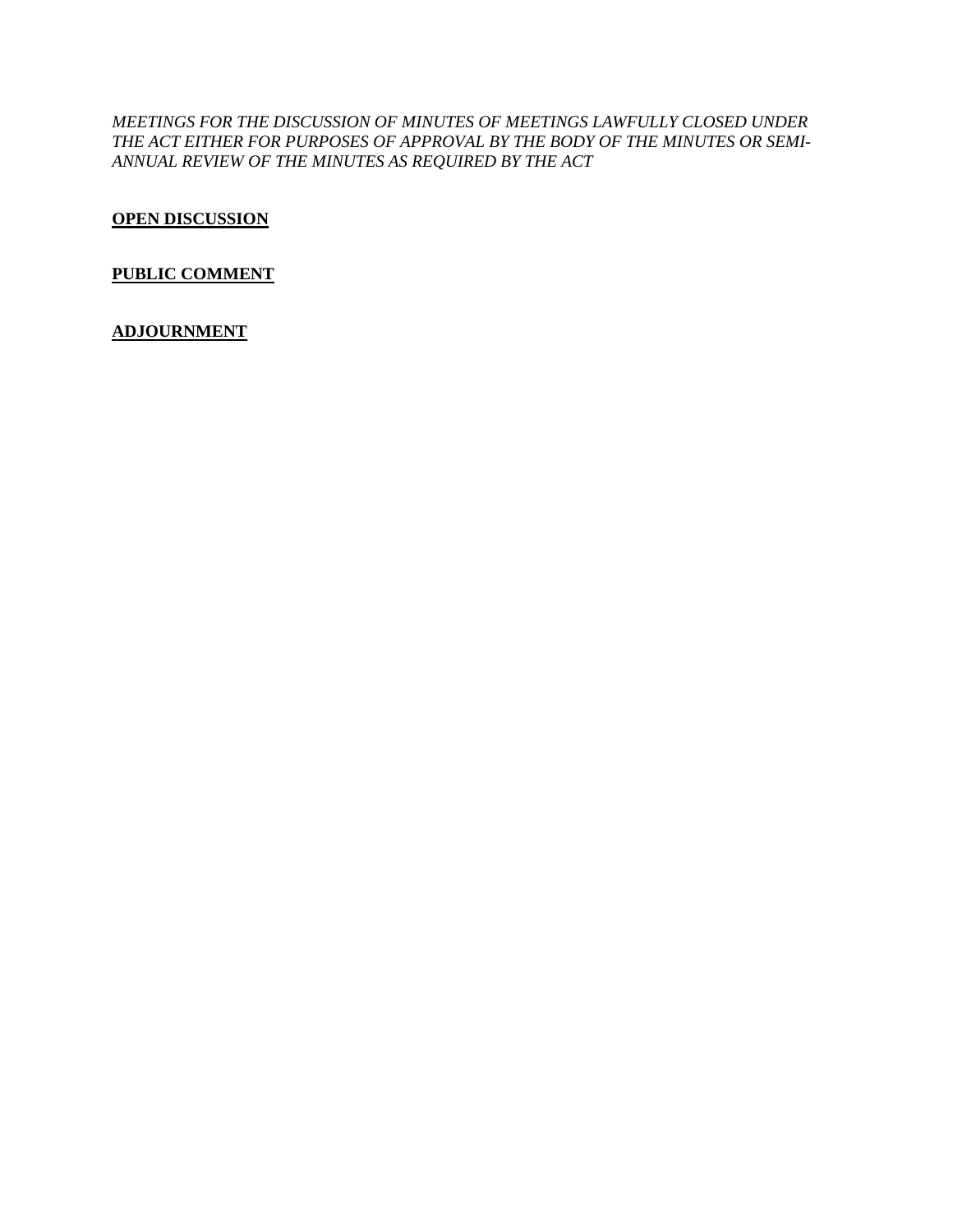*MEETINGS FOR THE DISCUSSION OF MINUTES OF MEETINGS LAWFULLY CLOSED UNDER THE ACT EITHER FOR PURPOSES OF APPROVAL BY THE BODY OF THE MINUTES OR SEMI-ANNUAL REVIEW OF THE MINUTES AS REQUIRED BY THE ACT*

**OPEN DISCUSSION**

**PUBLIC COMMENT**

**ADJOURNMENT**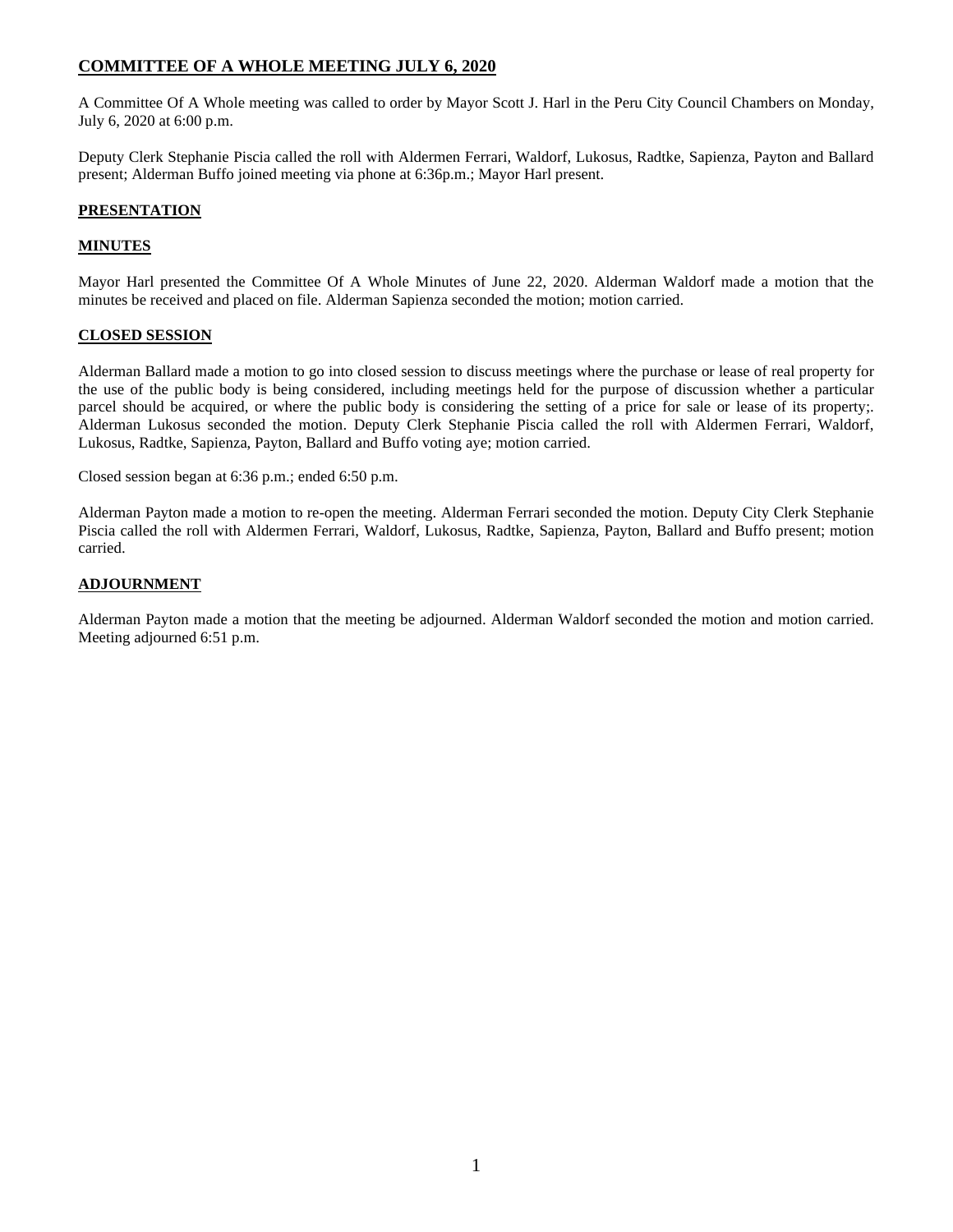## COMMITTEE OF A WHOLE MEETING JULY 6, 2020

A Committee Of A Whole meeting was called to order by Mayor Scott J. Harl in the Peru City Council Chambers on Monday, July 6, 2020 at 6:00 p.m.

Deputy Clerk Stephanie Piscia called the roll with Aldermen Ferrari, Waldorf, Lukosus, Radtke, Sapienza, Payton and Ballard present; Alderman Buffo joined meeting via phone at 6:36p.m.; Mayor Harl present.

### PRESENTATION

### MINUTES

Mayor Harl presented the Committee Of A Whole Minutes of June 22, 2020. Alderman Waldorf made a motion that the minutes be received and placed on file. Alderman Sapienza seconded the motion; motion carried.

### CLOSED SESSION

Alderman Ballard made a motion to go into closed session to discuss meetings where the purchase or lease of real property for the use of the public body is being considered, including meetings held for the purpose of discussion whether a particular parcel should be acquired, or where the public body is considering the setting of a price for sale or lease of its property;. Alderman Lukosus seconded the motion. Deputy Clerk Stephanie Piscia called the roll with Aldermen Ferrari, Waldorf, Lukosus, Radtke, Sapienza, Payton, Ballard and Buffo voting aye; motion carried.

Closed session began at 6:36 p.m.; ended 6:50 p.m.

Alderman Payton made a motion to re-open the meeting. Alderman Ferrari seconded the motion. Deputy City Clerk Stephanie Piscia called the roll with Aldermen Ferrari, Waldorf, Lukosus, Radtke, Sapienza, Payton, Ballard and Buffo present; motion carried.

### ADJOURNMENT

Alderman Payton made a motion that the meeting be adjourned. Alderman Waldorf seconded the motion and motion carried. Meeting adjourned 6:51 p.m.